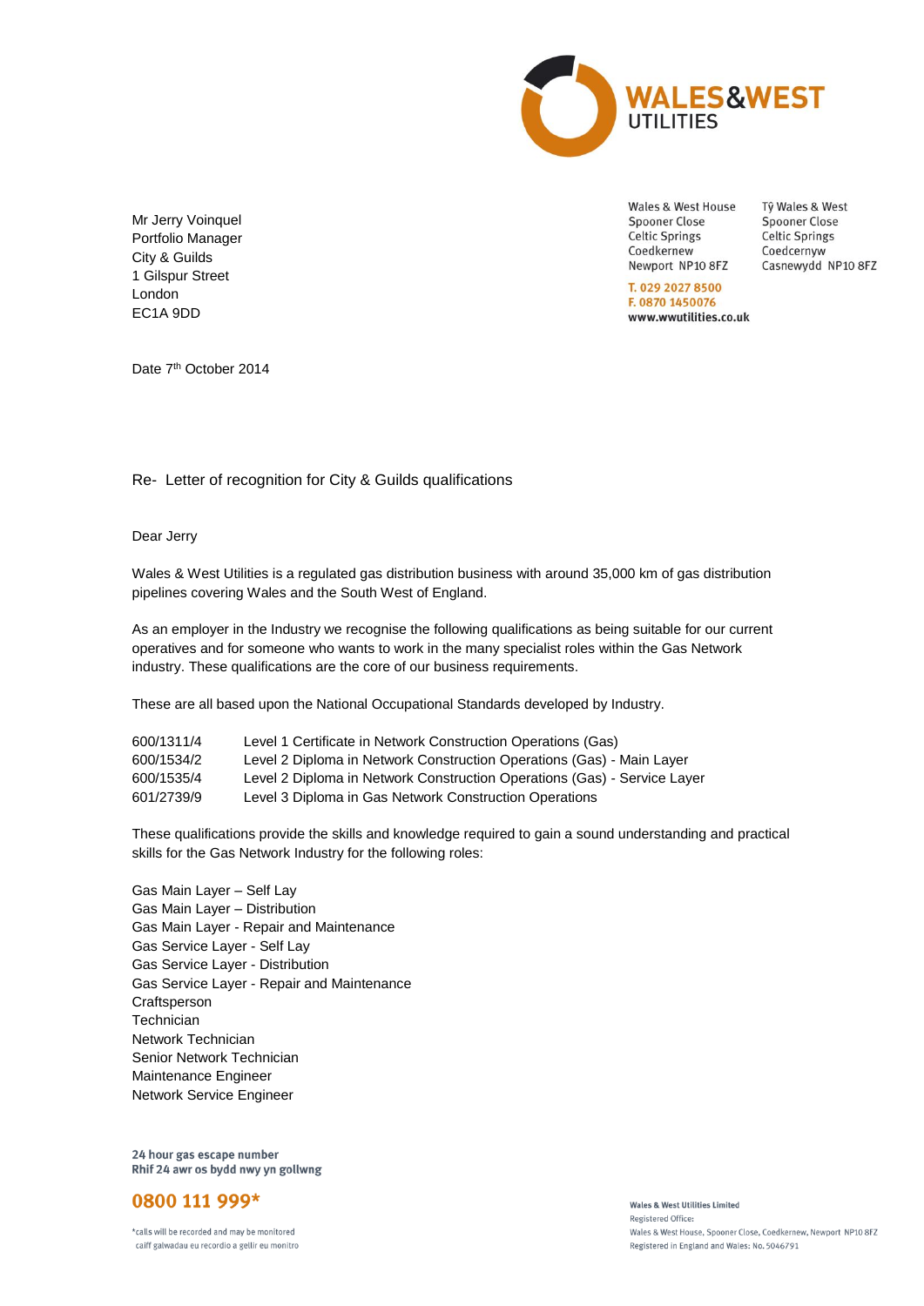WALES&WEST UTILITIES

Mr Jerry Voinquel
Portfolio Manager
City & Guilds
1 Gilspur Street
London
EC1A 9DD

Wales & West House
Spooner Close
Celtic Springs
Coedkernew
Newport NP10 8FZ

Tŷ Wales & West
Spooner Close
Celtic Springs
Coedcernyw
Casnewydd NP10 8FZ

T. 029 2027 8500
F. 0870 1450076
www.wwutilities.co.uk

Date 7th October 2014

Re- Letter of recognition for City & Guilds qualifications

Dear Jerry

Wales & West Utilities is a regulated gas distribution business with around 35,000 km of gas distribution pipelines covering Wales and the South West of England.

As an employer in the Industry we recognise the following qualifications as being suitable for our current operatives and for someone who wants to work in the many specialist roles within the Gas Network industry. These qualifications are the core of our business requirements.

These are all based upon the National Occupational Standards developed by Industry.

| | |
|---|---|
| 600/1311/4 | Level 1 Certificate in Network Construction Operations (Gas) |
| 600/1534/2 | Level 2 Diploma in Network Construction Operations (Gas) - Main Layer |
| 600/1535/4 | Level 2 Diploma in Network Construction Operations (Gas) - Service Layer |
| 601/2739/9 | Level 3 Diploma in Gas Network Construction Operations |

These qualifications provide the skills and knowledge required to gain a sound understanding and practical skills for the Gas Network Industry for the following roles:

Gas Main Layer – Self Lay
Gas Main Layer – Distribution
Gas Main Layer - Repair and Maintenance
Gas Service Layer - Self Lay
Gas Service Layer - Distribution
Gas Service Layer - Repair and Maintenance
Craftsperson
Technician
Network Technician
Senior Network Technician
Maintenance Engineer
Network Service Engineer

24 hour gas escape number
Rhif 24 awr os bydd nwy yn gollwng

**0800 111 999***

*calls will be recorded and may be monitored
caiff galwadau eu recordio a gellir eu monitro

Wales & West Utilities Limited
Registered Office:
Wales & West House, Spooner Close, Coedkernew, Newport NP10 8FZ
Registered in England and Wales: No. 5046791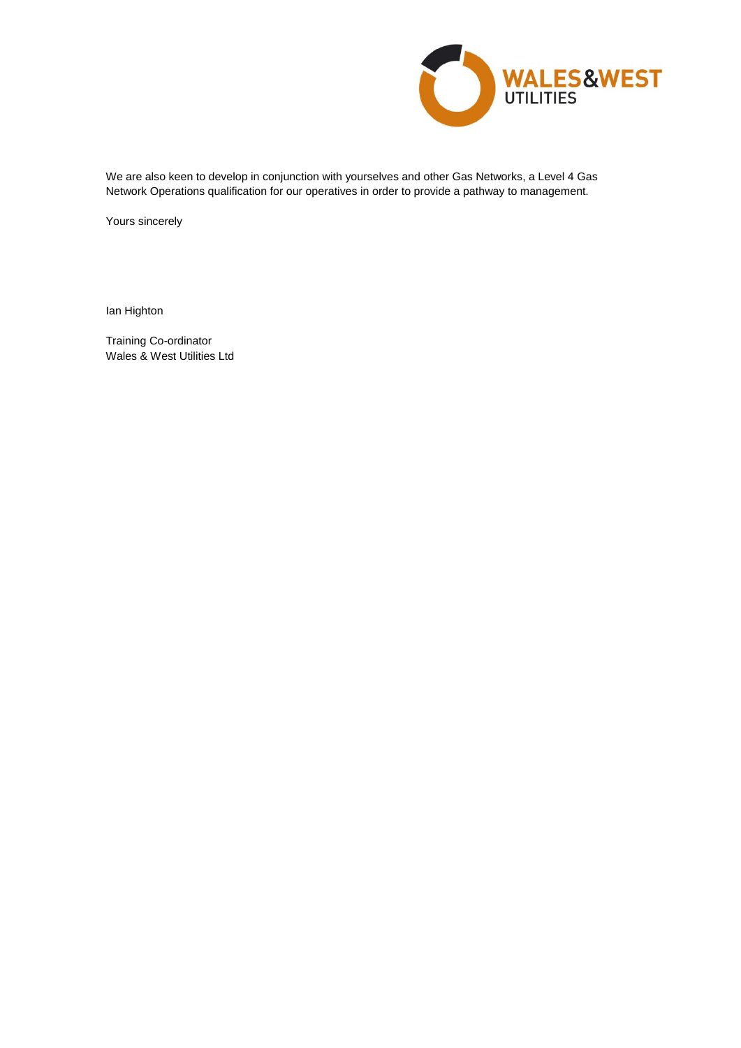We are also keen to develop in conjunction with yourselves and other Gas Networks, a Level 4 Gas Network Operations qualification for our operatives in order to provide a pathway to management.

Yours sincerely

Ian Highton

Training Co-ordinator
Wales & West Utilities Ltd